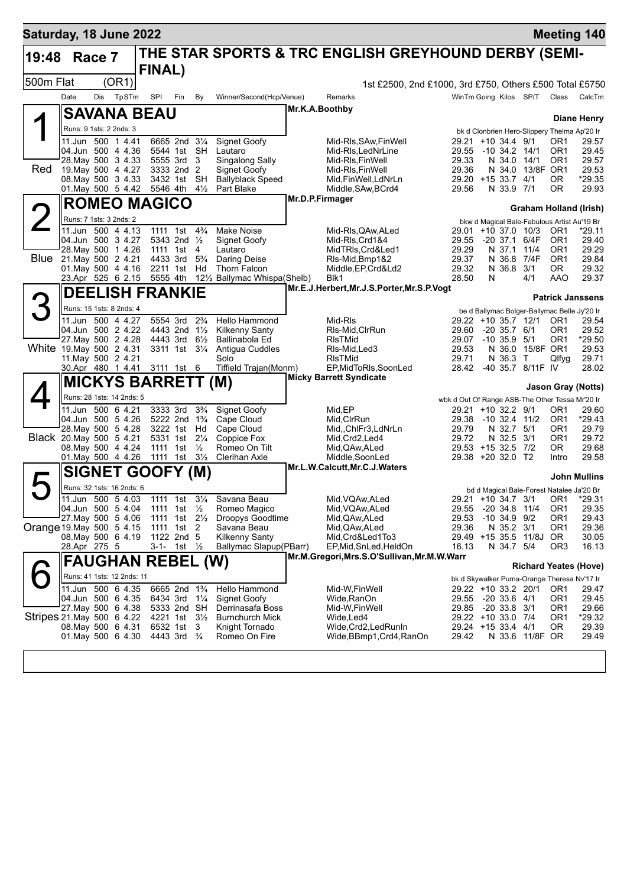# Saturday, 18 June 2022 — Meeting 140

## 19:48 Race 7 — THE STAR SPORTS & TRC ENGLISH GREYHOUND DERBY (SEMI-FINAL)

500m Flat (OR1) — 1st £2500, 2nd £1000, 3rd £750, Others £500 Total £5750

### 1 (Red) SAVANA BEAU — Mr.K.A.Boothby — Diane Henry

Runs: 9 1sts: 2 2nds: 3 — bk d Clonbrien Hero-Slippery Thelma Ap'20 Ir

| Date | Dis | TpSTm | SPI | Fin | By | Winner/Second(Hcp/Venue) | Remarks | WinTm | Going | Kilos | SP/T | Class | CalcTm |
|---|---|---|---|---|---|---|---|---|---|---|---|---|---|
| 11.Jun | 500 | 1 4.41 | 6665 | 2nd | 3¼ | Signet Goofy | Mid-Rls,SAw,FinWell | 29.21 | +10 | 34.4 | 9/1 | OR1 | 29.57 |
| 04.Jun | 500 | 4 4.36 | 5544 | 1st | SH | Lautaro | Mid-Rls,LedNrLine | 29.55 | -10 | 34.2 | 14/1 | OR1 | 29.45 |
| 28.May | 500 | 3 4.33 | 5555 | 3rd | 3 | Singalong Sally | Mid-Rls,FinWell | 29.33 | N | 34.0 | 14/1 | OR1 | 29.57 |
| 19.May | 500 | 4 4.27 | 3333 | 2nd | 2 | Signet Goofy | Mid-Rls,FinWell | 29.36 | N | 34.0 | 13/8F | OR1 | 29.53 |
| 08.May | 500 | 3 4.33 | 3432 | 1st | SH | Ballyblack Speed | Mid,FinWell,LdNrLn | 29.20 | +15 | 33.7 | 4/1 | OR | *29.35 |
| 01.May | 500 | 5 4.42 | 5546 | 4th | 4½ | Part Blake | Middle,SAw,BCrd4 | 29.56 | N | 33.9 | 7/1 | OR | 29.93 |

### 2 (Blue) ROMEO MAGICO — Mr.D.P.Firmager — Graham Holland (Irish)

Runs: 7 1sts: 3 2nds: 2 — bkw d Magical Bale-Fabulous Artist Au'19 Br

| Date | Dis | TpSTm | SPI | Fin | By | Winner/Second(Hcp/Venue) | Remarks | WinTm | Going | Kilos | SP/T | Class | CalcTm |
|---|---|---|---|---|---|---|---|---|---|---|---|---|---|
| 11.Jun | 500 | 4 4.13 | 1111 | 1st | 4¾ | Make Noise | Mid-Rls,QAw,ALed | 29.01 | +10 | 37.0 | 10/3 | OR1 | *29.11 |
| 04.Jun | 500 | 3 4.27 | 5343 | 2nd | ½ | Signet Goofy | Mid-Rls,Crd1&4 | 29.55 | -20 | 37.1 | 6/4F | OR1 | 29.40 |
| 28.May | 500 | 1 4.26 | 1111 | 1st | 4 | Lautaro | MidTRls,Crd&Led1 | 29.29 | N | 37.1 | 11/4 | OR1 | 29.29 |
| 21.May | 500 | 2 4.21 | 4433 | 3rd | 5¾ | Daring Deise | Rls-Mid,Bmp1&2 | 29.37 | N | 36.8 | 7/4F | OR1 | 29.84 |
| 01.May | 500 | 4 4.16 | 2211 | 1st | Hd | Thorn Falcon | Middle,EP,Crd&Ld2 | 29.32 | N | 36.8 | 3/1 | OR | 29.32 |
| 23.Apr | 525 | 6 2.15 | 5555 | 4th | 12½ | Ballymac Whispa(Shelb) | Blk1 | 28.50 | N | | 4/1 | AAO | 29.37 |

### 3 (White) DEELISH FRANKIE — Mr.E.J.Herbert,Mr.J.S.Porter,Mr.S.P.Vogt — Patrick Janssens

Runs: 15 1sts: 8 2nds: 4 — be d Ballymac Bolger-Ballymac Belle Jy'20 Ir

| Date | Dis | TpSTm | SPI | Fin | By | Winner/Second(Hcp/Venue) | Remarks | WinTm | Going | Kilos | SP/T | Class | CalcTm |
|---|---|---|---|---|---|---|---|---|---|---|---|---|---|
| 11.Jun | 500 | 4 4.27 | 5554 | 3rd | 2¾ | Hello Hammond | Mid-Rls | 29.22 | +10 | 35.7 | 12/1 | OR1 | 29.54 |
| 04.Jun | 500 | 2 4.22 | 4443 | 2nd | 1½ | Kilkenny Santy | Rls-Mid,ClrRun | 29.60 | -20 | 35.7 | 6/1 | OR1 | 29.52 |
| 27.May | 500 | 2 4.28 | 4443 | 3rd | 6½ | Ballinabola Ed | RlsTMid | 29.07 | -10 | 35.9 | 5/1 | OR1 | *29.50 |
| 19.May | 500 | 2 4.31 | 3311 | 1st | 3¼ | Antigua Cuddles | Rls-Mid,Led3 | 29.53 | N | 36.0 | 15/8F | OR1 | 29.53 |
| 11.May | 500 | 2 4.21 | | | | Solo | RlsTMid | 29.71 | N | 36.3 | T | Qlfyg | 29.71 |
| 30.Apr | 480 | 1 4.41 | 3111 | 1st | 6 | Tiffield Trajan(Monm) | EP,MidToRls,SoonLed | 28.42 | -40 | 35.7 | 8/11F | IV | 28.02 |

### 4 (Black) MICKYS BARRETT (M) — Micky Barrett Syndicate — Jason Gray (Notts)

Runs: 28 1sts: 14 2nds: 5 — wbk d Out Of Range ASB-The Other Tessa Mr'20 Ir

| Date | Dis | TpSTm | SPI | Fin | By | Winner/Second(Hcp/Venue) | Remarks | WinTm | Going | Kilos | SP/T | Class | CalcTm |
|---|---|---|---|---|---|---|---|---|---|---|---|---|---|
| 11.Jun | 500 | 6 4.21 | 3333 | 3rd | 3¾ | Signet Goofy | Mid,EP | 29.21 | +10 | 32.2 | 9/1 | OR1 | 29.60 |
| 04.Jun | 500 | 5 4.26 | 5222 | 2nd | 1¾ | Cape Cloud | Mid,ClrRun | 29.38 | -10 | 32.4 | 11/2 | OR1 | *29.43 |
| 28.May | 500 | 5 4.28 | 3222 | 1st | Hd | Cape Cloud | Mid,,ChlFr3,LdNrLn | 29.79 | N | 32.7 | 5/1 | OR1 | 29.79 |
| 20.May | 500 | 5 4.21 | 5331 | 1st | 2¼ | Coppice Fox | Mid,Crd2,Led4 | 29.72 | N | 32.5 | 3/1 | OR1 | 29.72 |
| 08.May | 500 | 4 4.24 | 1111 | 1st | ½ | Romeo On Tilt | Mid,QAw,ALed | 29.53 | +15 | 32.5 | 7/2 | OR | 29.68 |
| 01.May | 500 | 4 4.26 | 1111 | 1st | 3½ | Clerihan Axle | Middle,SoonLed | 29.38 | +20 | 32.0 | T2 | Intro | 29.58 |

### 5 (Orange) SIGNET GOOFY (M) — Mr.L.W.Calcutt,Mr.C.J.Waters — John Mullins

Runs: 32 1sts: 16 2nds: 6 — bd d Magical Bale-Forest Natalee Ja'20 Br

| Date | Dis | TpSTm | SPI | Fin | By | Winner/Second(Hcp/Venue) | Remarks | WinTm | Going | Kilos | SP/T | Class | CalcTm |
|---|---|---|---|---|---|---|---|---|---|---|---|---|---|
| 11.Jun | 500 | 5 4.03 | 1111 | 1st | 3¼ | Savana Beau | Mid,VQAw,ALed | 29.21 | +10 | 34.7 | 3/1 | OR1 | *29.31 |
| 04.Jun | 500 | 5 4.04 | 1111 | 1st | ½ | Romeo Magico | Mid,VQAw,ALed | 29.55 | -20 | 34.8 | 11/4 | OR1 | 29.35 |
| 27.May | 500 | 5 4.06 | 1111 | 1st | 2½ | Droopys Goodtime | Mid,QAw,ALed | 29.53 | -10 | 34.9 | 9/2 | OR1 | 29.43 |
| 19.May | 500 | 5 4.15 | 1111 | 1st | 2 | Savana Beau | Mid,QAw,ALed | 29.36 | N | 35.2 | 3/1 | OR1 | 29.36 |
| 08.May | 500 | 6 4.19 | 1122 | 2nd | 5 | Kilkenny Santy | Mid,Crd&Led1To3 | 29.49 | +15 | 35.5 | 11/8J | OR | 30.05 |
| 28.Apr | 275 | 5 | 3-1- | 1st | ½ | Ballymac Slapup(PBarr) | EP,Mid,SnLed,HeldOn | 16.13 | N | 34.7 | 5/4 | OR3 | 16.13 |

### 6 (Stripes) FAUGHAN REBEL (W) — Mr.M.Gregori,Mrs.S.O'Sullivan,Mr.M.W.Warr — Richard Yeates (Hove)

Runs: 41 1sts: 12 2nds: 11 — bk d Skywalker Puma-Orange Theresa Nv'17 Ir

| Date | Dis | TpSTm | SPI | Fin | By | Winner/Second(Hcp/Venue) | Remarks | WinTm | Going | Kilos | SP/T | Class | CalcTm |
|---|---|---|---|---|---|---|---|---|---|---|---|---|---|
| 11.Jun | 500 | 6 4.35 | 6665 | 2nd | 1¾ | Hello Hammond | Mid-W,FinWell | 29.22 | +10 | 33.2 | 20/1 | OR1 | 29.47 |
| 04.Jun | 500 | 6 4.35 | 6434 | 3rd | 1¼ | Signet Goofy | Wide,RanOn | 29.55 | -20 | 33.6 | 4/1 | OR1 | 29.45 |
| 27.May | 500 | 6 4.38 | 5333 | 2nd | SH | Derrinasafa Boss | Mid-W,FinWell | 29.85 | -20 | 33.8 | 3/1 | OR1 | 29.66 |
| 21.May | 500 | 6 4.22 | 4221 | 1st | 3½ | Burnchurch Mick | Wide,Led4 | 29.22 | +10 | 33.0 | 7/4 | OR1 | *29.32 |
| 08.May | 500 | 6 4.31 | 6532 | 1st | 3 | Knight Tornado | Wide,Crd2,LedRunIn | 29.24 | +15 | 33.4 | 4/1 | OR | 29.39 |
| 01.May | 500 | 6 4.30 | 4443 | 3rd | ¾ | Romeo On Fire | Wide,BBmp1,Crd4,RanOn | 29.42 | N | 33.6 | 11/8F | OR | 29.49 |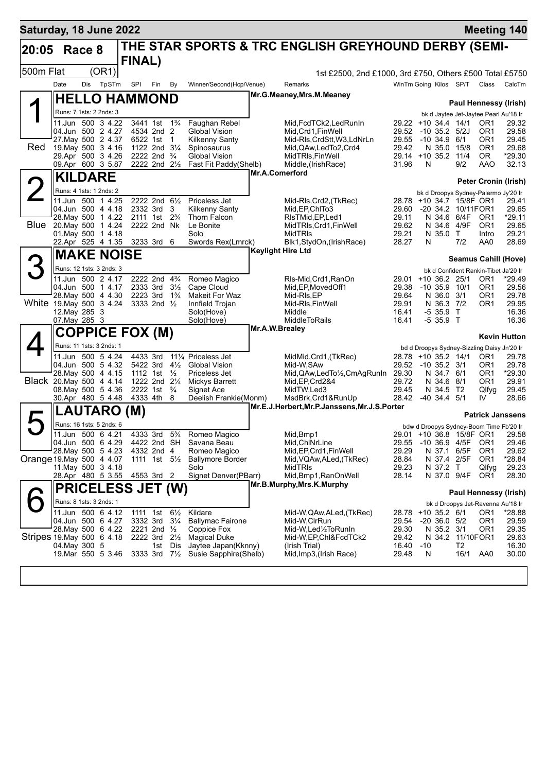# Saturday, 18 June 2022 — Meeting 140

## 20:05 Race 8 — THE STAR SPORTS & TRC ENGLISH GREYHOUND DERBY (SEMI-FINAL)

500m Flat (OR1) — 1st £2500, 2nd £1000, 3rd £750, Others £500 Total £5750

### 1 (Red) HELLO HAMMOND — Mr.G.Meaney,Mrs.M.Meaney — Paul Hennessy (Irish)

Runs: 7 1sts: 2 2nds: 3 — bk d Jaytee Jet-Jaytee Pearl Au'18 Ir

| Date | Dis | TpSTm | SPI | Fin | By | Winner/Second(Hcp/Venue) | Remarks | WinTm | Going | Kilos | SP/T | Class | CalcTm |
|---|---|---|---|---|---|---|---|---|---|---|---|---|---|
| 11.Jun | 500 | 3 4.22 | 3441 | 1st | 1¾ | Faughan Rebel | Mid,FcdTCk2,LedRunIn | 29.22 | +10 | 34.4 | 14/1 | OR1 | 29.32 |
| 04.Jun | 500 | 2 4.27 | 4534 | 2nd | 2 | Global Vision | Mid,Crd1,FinWell | 29.52 | -10 | 35.2 | 5/2J | OR1 | 29.58 |
| 27.May | 500 | 2 4.37 | 6522 | 1st | 1 | Kilkenny Santy | Mid-Rls,CrdStt,W3,LdNrLn | 29.55 | -10 | 34.9 | 6/1 | OR1 | 29.45 |
| 19.May | 500 | 3 4.16 | 1122 | 2nd | 3¼ | Spinosaurus | Mid,QAw,LedTo2,Crd4 | 29.42 | N | 35.0 | 15/8 | OR1 | 29.68 |
| 29.Apr | 500 | 3 4.26 | 2222 | 2nd | ¾ | Global Vision | MidTRls,FinWell | 29.14 | +10 | 35.2 | 11/4 | OR | *29.30 |
| 09.Apr | 600 | 3 5.87 | 2222 | 2nd | 2½ | Fast Fit Paddy(Shelb) | Middle,(IrishRace) | 31.96 | N | | 9/2 | AAO | 32.13 |

### 2 (Blue) KILDARE — Mr.A.Comerford — Peter Cronin (Irish)

Runs: 4 1sts: 1 2nds: 2 — bk d Droopys Sydney-Palermo Jy'20 Ir

| Date | Dis | TpSTm | SPI | Fin | By | Winner/Second(Hcp/Venue) | Remarks | WinTm | Going | Kilos | SP/T | Class | CalcTm |
|---|---|---|---|---|---|---|---|---|---|---|---|---|---|
| 11.Jun | 500 | 1 4.25 | 2222 | 2nd | 6½ | Priceless Jet | Mid-Rls,Crd2,(TkRec) | 28.78 | +10 | 34.7 | 15/8F | OR1 | 29.41 |
| 04.Jun | 500 | 4 4.18 | 2332 | 3rd | 3 | Kilkenny Santy | Mid,EP,ChlTo3 | 29.60 | -20 | 34.2 | 10/11F | OR1 | 29.65 |
| 28.May | 500 | 1 4.22 | 2111 | 1st | 2¾ | Thorn Falcon | RlsTMid,EP,Led1 | 29.11 | N | 34.6 | 6/4F | OR1 | *29.11 |
| 20.May | 500 | 1 4.24 | 2222 | 2nd | Nk | Le Bonite | MidTRls,Crd1,FinWell | 29.62 | N | 34.6 | 4/9F | OR1 | 29.65 |
| 01.May | 500 | 1 4.18 | | | | Solo | MidTRls | 29.21 | N | 35.0 | T | Intro | 29.21 |
| 22.Apr | 525 | 4 1.35 | 3233 | 3rd | 6 | Swords Rex(Lmrck) | Blk1,StydOn,(IrishRace) | 28.27 | N | | 7/2 | AA0 | 28.69 |

### 3 (White) MAKE NOISE — Keylight Hire Ltd — Seamus Cahill (Hove)

Runs: 12 1sts: 3 2nds: 3 — bk d Confident Rankin-Tibet Ja'20 Ir

| Date | Dis | TpSTm | SPI | Fin | By | Winner/Second(Hcp/Venue) | Remarks | WinTm | Going | Kilos | SP/T | Class | CalcTm |
|---|---|---|---|---|---|---|---|---|---|---|---|---|---|
| 11.Jun | 500 | 2 4.17 | 2222 | 2nd | 4¾ | Romeo Magico | Rls-Mid,Crd1,RanOn | 29.01 | +10 | 36.2 | 25/1 | OR1 | *29.49 |
| 04.Jun | 500 | 1 4.17 | 2333 | 3rd | 3½ | Cape Cloud | Mid,EP,MovedOff1 | 29.38 | -10 | 35.9 | 10/1 | OR1 | 29.56 |
| 28.May | 500 | 4 4.30 | 2223 | 3rd | 1¾ | Makeit For Waz | Mid-Rls,EP | 29.64 | N | 36.0 | 3/1 | OR1 | 29.78 |
| 19.May | 500 | 3 4.24 | 3333 | 2nd | ½ | Innfield Trojan | Mid-Rls,FinWell | 29.91 | N | 36.3 | 7/2 | OR1 | 29.95 |
| 12.May | 285 | 3 | | | | Solo(Hove) | Middle | 16.41 | -5 | 35.9 | T | | 16.36 |
| 07.May | 285 | 3 | | | | Solo(Hove) | MiddleToRails | 16.41 | -5 | 35.9 | T | | 16.36 |

### 4 (Black) COPPICE FOX (M) — Mr.A.W.Brealey — Kevin Hutton

Runs: 11 1sts: 3 2nds: 1 — bd d Droopys Sydney-Sizzling Daisy Jn'20 Ir

| Date | Dis | TpSTm | SPI | Fin | By | Winner/Second(Hcp/Venue) | Remarks | WinTm | Going | Kilos | SP/T | Class | CalcTm |
|---|---|---|---|---|---|---|---|---|---|---|---|---|---|
| 11.Jun | 500 | 5 4.24 | 4433 | 3rd | 11¼ | Priceless Jet | MidMid,Crd1,(TkRec) | 28.78 | +10 | 35.2 | 14/1 | OR1 | 29.78 |
| 04.Jun | 500 | 5 4.32 | 5422 | 3rd | 4½ | Global Vision | Mid-W,SAw | 29.52 | -10 | 35.2 | 3/1 | OR1 | 29.78 |
| 28.May | 500 | 4 4.15 | 1112 | 1st | ½ | Priceless Jet | Mid,QAw,LedTo½,CmAgRunIn | 29.30 | N | 34.7 | 6/1 | OR1 | *29.30 |
| 20.May | 500 | 4 4.14 | 1222 | 2nd | 2¼ | Mickys Barrett | Mid,EP,Crd2&4 | 29.72 | N | 34.6 | 8/1 | OR1 | 29.91 |
| 08.May | 500 | 5 4.36 | 2222 | 1st | ¾ | Signet Ace | MidTW,Led3 | 29.45 | N | 34.5 | T2 | Qlfyg | 29.45 |
| 30.Apr | 480 | 5 4.48 | 4333 | 4th | 8 | Deelish Frankie(Monm) | MsdBrk,Crd1&RunUp | 28.42 | -40 | 34.4 | 5/1 | IV | 28.66 |

### 5 (Orange) LAUTARO (M) — Mr.E.J.Herbert,Mr.P.Janssens,Mr.J.S.Porter — Patrick Janssens

Runs: 16 1sts: 5 2nds: 6 — bdw d Droopys Sydney-Boom Time Fb'20 Ir

| Date | Dis | TpSTm | SPI | Fin | By | Winner/Second(Hcp/Venue) | Remarks | WinTm | Going | Kilos | SP/T | Class | CalcTm |
|---|---|---|---|---|---|---|---|---|---|---|---|---|---|
| 11.Jun | 500 | 6 4.21 | 4333 | 3rd | 5¾ | Romeo Magico | Mid,Bmp1 | 29.01 | +10 | 36.8 | 15/8F | OR1 | 29.58 |
| 04.Jun | 500 | 6 4.29 | 4422 | 2nd | SH | Savana Beau | Mid,ChlNrLine | 29.55 | -10 | 36.9 | 4/5F | OR1 | 29.46 |
| 28.May | 500 | 5 4.23 | 4332 | 2nd | 4 | Romeo Magico | Mid,EP,Crd1,FinWell | 29.29 | N | 37.1 | 6/5F | OR1 | 29.62 |
| 19.May | 500 | 4 4.07 | 1111 | 1st | 5½ | Ballymore Border | Mid,VQAw,ALed,(TkRec) | 28.84 | N | 37.4 | 2/5F | OR1 | *28.84 |
| 11.May | 500 | 3 4.18 | | | | Solo | MidTRls | 29.23 | N | 37.2 | T | Qlfyg | 29.23 |
| 28.Apr | 480 | 5 3.55 | 4553 | 3rd | 2 | Signet Denver(PBarr) | Mid,Bmp1,RanOnWell | 28.14 | N | 37.0 | 9/4F | OR1 | 28.30 |

### 6 (Stripes) PRICELESS JET (W) — Mr.B.Murphy,Mrs.K.Murphy — Paul Hennessy (Irish)

Runs: 8 1sts: 3 2nds: 1 — bk d Droopys Jet-Ravenna Au'18 Ir

| Date | Dis | TpSTm | SPI | Fin | By | Winner/Second(Hcp/Venue) | Remarks | WinTm | Going | Kilos | SP/T | Class | CalcTm |
|---|---|---|---|---|---|---|---|---|---|---|---|---|---|
| 11.Jun | 500 | 6 4.12 | 1111 | 1st | 6½ | Kildare | Mid-W,QAw,ALed,(TkRec) | 28.78 | +10 | 35.2 | 6/1 | OR1 | *28.88 |
| 04.Jun | 500 | 6 4.27 | 3332 | 3rd | 3¼ | Ballymac Fairone | Mid-W,ClrRun | 29.54 | -20 | 36.0 | 5/2 | OR1 | 29.59 |
| 28.May | 500 | 6 4.22 | 2221 | 2nd | ½ | Coppice Fox | Mid-W,Led½ToRunIn | 29.30 | N | 35.2 | 3/1 | OR1 | 29.35 |
| 19.May | 500 | 6 4.18 | 2222 | 3rd | 2½ | Magical Duke | Mid-W,EP,Chl&FcdTCk2 | 29.42 | N | 34.2 | 11/10F | OR1 | 29.63 |
| 04.May | 300 | 5 | | 1st | Dis | Jaytee Japan(Kknny) | (Irish Trial) | 16.40 | -10 | | T2 | | 16.30 |
| 19.Mar | 550 | 5 3.46 | 3333 | 3rd | 7½ | Susie Sapphire(Shelb) | Mid,Imp3,(Irish Race) | 29.48 | N | | 16/1 | AA0 | 30.00 |